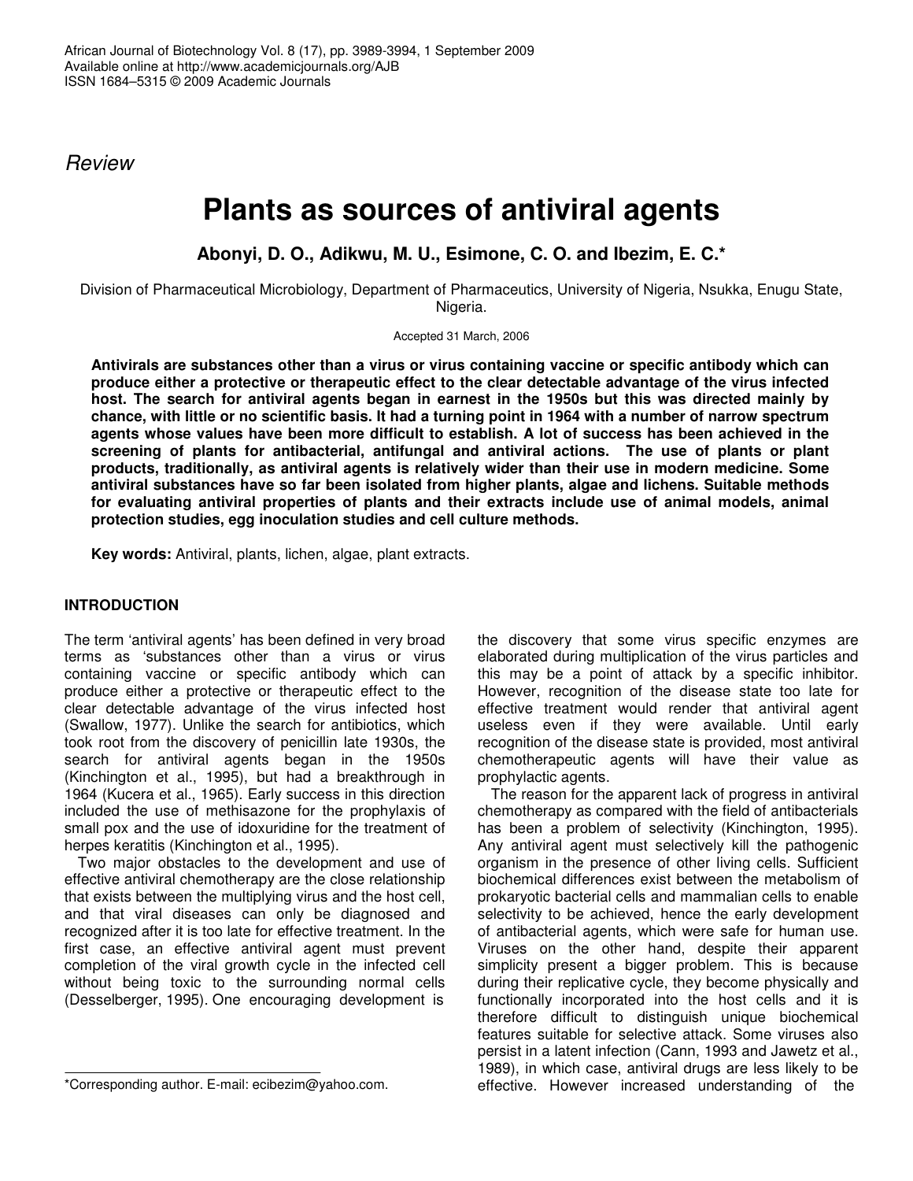*Review*

# Plants as sources of antiviral agents

**Abonyi, D. O., Adikwu, M. U., Esimone, C. O. and Ibezim, E. C.***

Division of Pharmaceutical Microbiology, Department of Pharmaceutics, University of Nigeria, Nsukka, Enugu State, Nigeria.

Accepted 31 March, 2006

**Antivirals are substances other than a virus or virus containing vaccine or specific antibody which can produce either a protective or therapeutic effect to the clear detectable advantage of the virus infected host. The search for antiviral agents began in earnest in the 1950s but this was directed mainly by chance, with little or no scientific basis. It had a turning point in 1964 with a number of narrow spectrum agents whose values have been more difficult to establish. A lot of success has been achieved in the screening of plants for antibacterial, antifungal and antiviral actions. The use of plants or plant products, traditionally, as antiviral agents is relatively wider than their use in modern medicine. Some antiviral substances have so far been isolated from higher plants, algae and lichens. Suitable methods for evaluating antiviral properties of plants and their extracts include use of animal models, animal protection studies, egg inoculation studies and cell culture methods.**

**Key words:** Antiviral, plants, lichen, algae, plant extracts.

## INTRODUCTION

The term 'antiviral agents' has been defined in very broad terms as 'substances other than a virus or virus containing vaccine or specific antibody which can produce either a protective or therapeutic effect to the clear detectable advantage of the virus infected host (Swallow, 1977). Unlike the search for antibiotics, which took root from the discovery of penicillin late 1930s, the search for antiviral agents began in the 1950s (Kinchington et al., 1995), but had a breakthrough in 1964 (Kucera et al., 1965). Early success in this direction included the use of methisazone for the prophylaxis of small pox and the use of idoxuridine for the treatment of herpes keratitis (Kinchington et al., 1995).

Two major obstacles to the development and use of effective antiviral chemotherapy are the close relationship that exists between the multiplying virus and the host cell, and that viral diseases can only be diagnosed and recognized after it is too late for effective treatment. In the first case, an effective antiviral agent must prevent completion of the viral growth cycle in the infected cell without being toxic to the surrounding normal cells (Desselberger, 1995). One encouraging development is the discovery that some virus specific enzymes are elaborated during multiplication of the virus particles and this may be a point of attack by a specific inhibitor. However, recognition of the disease state too late for effective treatment would render that antiviral agent useless even if they were available. Until early recognition of the disease state is provided, most antiviral chemotherapeutic agents will have their value as prophylactic agents.

The reason for the apparent lack of progress in antiviral chemotherapy as compared with the field of antibacterials has been a problem of selectivity (Kinchington, 1995). Any antiviral agent must selectively kill the pathogenic organism in the presence of other living cells. Sufficient biochemical differences exist between the metabolism of prokaryotic bacterial cells and mammalian cells to enable selectivity to be achieved, hence the early development of antibacterial agents, which were safe for human use. Viruses on the other hand, despite their apparent simplicity present a bigger problem. This is because during their replicative cycle, they become physically and functionally incorporated into the host cells and it is therefore difficult to distinguish unique biochemical features suitable for selective attack. Some viruses also persist in a latent infection (Cann, 1993 and Jawetz et al., 1989), in which case, antiviral drugs are less likely to be effective. However increased understanding of the

*Corresponding author. E-mail: ecibezim@yahoo.com.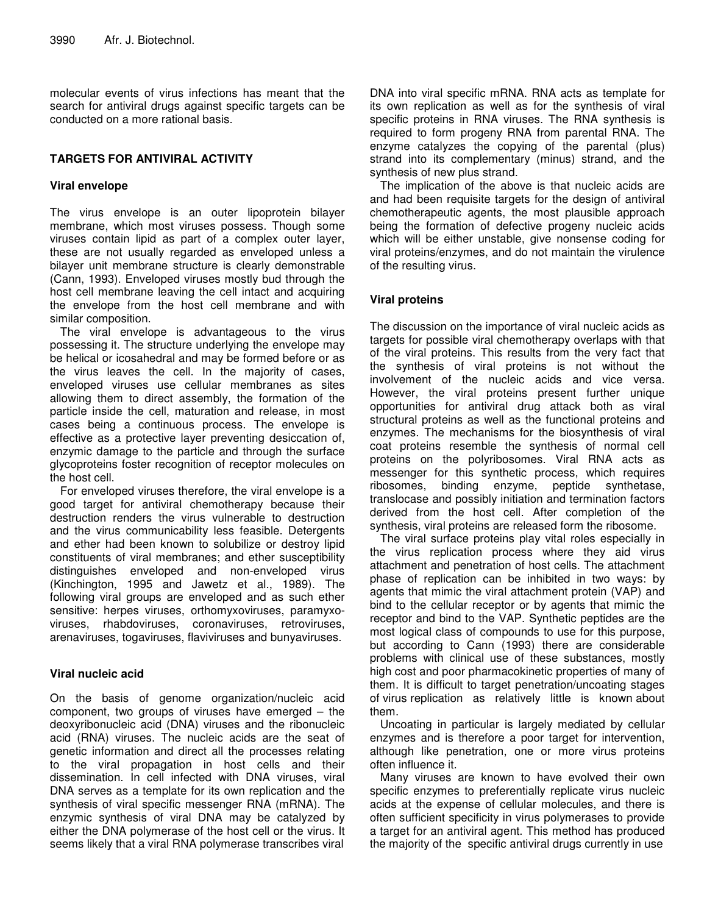molecular events of virus infections has meant that the search for antiviral drugs against specific targets can be conducted on a more rational basis.

## TARGETS FOR ANTIVIRAL ACTIVITY

### Viral envelope

The virus envelope is an outer lipoprotein bilayer membrane, which most viruses possess. Though some viruses contain lipid as part of a complex outer layer, these are not usually regarded as enveloped unless a bilayer unit membrane structure is clearly demonstrable (Cann, 1993). Enveloped viruses mostly bud through the host cell membrane leaving the cell intact and acquiring the envelope from the host cell membrane and with similar composition.

The viral envelope is advantageous to the virus possessing it. The structure underlying the envelope may be helical or icosahedral and may be formed before or as the virus leaves the cell. In the majority of cases, enveloped viruses use cellular membranes as sites allowing them to direct assembly, the formation of the particle inside the cell, maturation and release, in most cases being a continuous process. The envelope is effective as a protective layer preventing desiccation of, enzymic damage to the particle and through the surface glycoproteins foster recognition of receptor molecules on the host cell.

For enveloped viruses therefore, the viral envelope is a good target for antiviral chemotherapy because their destruction renders the virus vulnerable to destruction and the virus communicability less feasible. Detergents and ether had been known to solubilize or destroy lipid constituents of viral membranes; and ether susceptibility distinguishes enveloped and non-enveloped virus (Kinchington, 1995 and Jawetz et al., 1989). The following viral groups are enveloped and as such ether sensitive: herpes viruses, orthomyxoviruses, paramyxoviruses, rhabdoviruses, coronaviruses, retroviruses, arenaviruses, togaviruses, flaviviruses and bunyaviruses.

### Viral nucleic acid

On the basis of genome organization/nucleic acid component, two groups of viruses have emerged – the deoxyribonucleic acid (DNA) viruses and the ribonucleic acid (RNA) viruses. The nucleic acids are the seat of genetic information and direct all the processes relating to the viral propagation in host cells and their dissemination. In cell infected with DNA viruses, viral DNA serves as a template for its own replication and the synthesis of viral specific messenger RNA (mRNA). The enzymic synthesis of viral DNA may be catalyzed by either the DNA polymerase of the host cell or the virus. It seems likely that a viral RNA polymerase transcribes viral DNA into viral specific mRNA. RNA acts as template for its own replication as well as for the synthesis of viral specific proteins in RNA viruses. The RNA synthesis is required to form progeny RNA from parental RNA. The enzyme catalyzes the copying of the parental (plus) strand into its complementary (minus) strand, and the synthesis of new plus strand.

The implication of the above is that nucleic acids are and had been requisite targets for the design of antiviral chemotherapeutic agents, the most plausible approach being the formation of defective progeny nucleic acids which will be either unstable, give nonsense coding for viral proteins/enzymes, and do not maintain the virulence of the resulting virus.

### Viral proteins

The discussion on the importance of viral nucleic acids as targets for possible viral chemotherapy overlaps with that of the viral proteins. This results from the very fact that the synthesis of viral proteins is not without the involvement of the nucleic acids and vice versa. However, the viral proteins present further unique opportunities for antiviral drug attack both as viral structural proteins as well as the functional proteins and enzymes. The mechanisms for the biosynthesis of viral coat proteins resemble the synthesis of normal cell proteins on the polyribosomes. Viral RNA acts as messenger for this synthetic process, which requires ribosomes, binding enzyme, peptide synthetase, translocase and possibly initiation and termination factors derived from the host cell. After completion of the synthesis, viral proteins are released form the ribosome.

The viral surface proteins play vital roles especially in the virus replication process where they aid virus attachment and penetration of host cells. The attachment phase of replication can be inhibited in two ways: by agents that mimic the viral attachment protein (VAP) and bind to the cellular receptor or by agents that mimic the receptor and bind to the VAP. Synthetic peptides are the most logical class of compounds to use for this purpose, but according to Cann (1993) there are considerable problems with clinical use of these substances, mostly high cost and poor pharmacokinetic properties of many of them. It is difficult to target penetration/uncoating stages of virus replication as relatively little is known about them.

Uncoating in particular is largely mediated by cellular enzymes and is therefore a poor target for intervention, although like penetration, one or more virus proteins often influence it.

Many viruses are known to have evolved their own specific enzymes to preferentially replicate virus nucleic acids at the expense of cellular molecules, and there is often sufficient specificity in virus polymerases to provide a target for an antiviral agent. This method has produced the majority of the specific antiviral drugs currently in use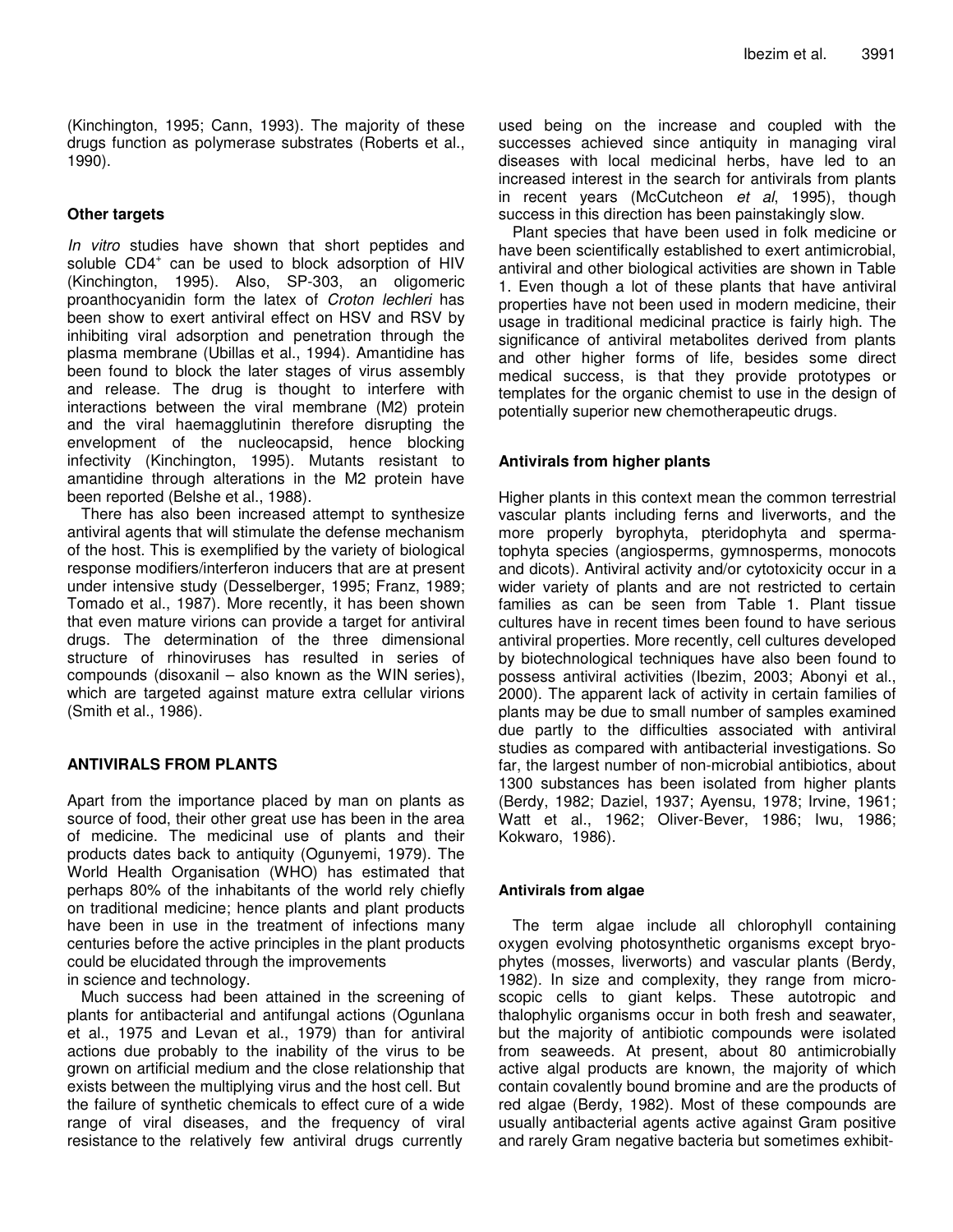(Kinchington, 1995; Cann, 1993). The majority of these drugs function as polymerase substrates (Roberts et al., 1990).

### Other targets

*In vitro* studies have shown that short peptides and soluble $CD4^+$ can be used to block adsorption of HIV (Kinchington, 1995). Also, SP-303, an oligomeric proanthocyanidin form the latex of *Croton lechleri* has been show to exert antiviral effect on HSV and RSV by inhibiting viral adsorption and penetration through the plasma membrane (Ubillas et al., 1994). Amantidine has been found to block the later stages of virus assembly and release. The drug is thought to interfere with interactions between the viral membrane (M2) protein and the viral haemagglutinin therefore disrupting the envelopment of the nucleocapsid, hence blocking infectivity (Kinchington, 1995). Mutants resistant to amantidine through alterations in the M2 protein have been reported (Belshe et al., 1988).

There has also been increased attempt to synthesize antiviral agents that will stimulate the defense mechanism of the host. This is exemplified by the variety of biological response modifiers/interferon inducers that are at present under intensive study (Desselberger, 1995; Franz, 1989; Tomado et al., 1987). More recently, it has been shown that even mature virions can provide a target for antiviral drugs. The determination of the three dimensional structure of rhinoviruses has resulted in series of compounds (disoxanil – also known as the WIN series), which are targeted against mature extra cellular virions (Smith et al., 1986).

## ANTIVIRALS FROM PLANTS

Apart from the importance placed by man on plants as source of food, their other great use has been in the area of medicine. The medicinal use of plants and their products dates back to antiquity (Ogunyemi, 1979). The World Health Organisation (WHO) has estimated that perhaps 80% of the inhabitants of the world rely chiefly on traditional medicine; hence plants and plant products have been in use in the treatment of infections many centuries before the active principles in the plant products could be elucidated through the improvements in science and technology.

Much success had been attained in the screening of plants for antibacterial and antifungal actions (Ogunlana et al., 1975 and Levan et al., 1979) than for antiviral actions due probably to the inability of the virus to be grown on artificial medium and the close relationship that exists between the multiplying virus and the host cell. But the failure of synthetic chemicals to effect cure of a wide range of viral diseases, and the frequency of viral resistance to the relatively few antiviral drugs currently used being on the increase and coupled with the successes achieved since antiquity in managing viral diseases with local medicinal herbs, have led to an increased interest in the search for antivirals from plants in recent years (McCutcheon *et al*, 1995), though success in this direction has been painstakingly slow.

Plant species that have been used in folk medicine or have been scientifically established to exert antimicrobial, antiviral and other biological activities are shown in Table 1. Even though a lot of these plants that have antiviral properties have not been used in modern medicine, their usage in traditional medicinal practice is fairly high. The significance of antiviral metabolites derived from plants and other higher forms of life, besides some direct medical success, is that they provide prototypes or templates for the organic chemist to use in the design of potentially superior new chemotherapeutic drugs.

### Antivirals from higher plants

Higher plants in this context mean the common terrestrial vascular plants including ferns and liverworts, and the more properly byrophyta, pteridophyta and spermatophyta species (angiosperms, gymnosperms, monocots and dicots). Antiviral activity and/or cytotoxicity occur in a wider variety of plants and are not restricted to certain families as can be seen from Table 1. Plant tissue cultures have in recent times been found to have serious antiviral properties. More recently, cell cultures developed by biotechnological techniques have also been found to possess antiviral activities (Ibezim, 2003; Abonyi et al., 2000). The apparent lack of activity in certain families of plants may be due to small number of samples examined due partly to the difficulties associated with antiviral studies as compared with antibacterial investigations. So far, the largest number of non-microbial antibiotics, about 1300 substances has been isolated from higher plants (Berdy, 1982; Daziel, 1937; Ayensu, 1978; Irvine, 1961; Watt et al., 1962; Oliver-Bever, 1986; Iwu, 1986; Kokwaro, 1986).

#### Antivirals from algae

The term algae include all chlorophyll containing oxygen evolving photosynthetic organisms except bryophytes (mosses, liverworts) and vascular plants (Berdy, 1982). In size and complexity, they range from microscopic cells to giant kelps. These autotropic and thalophylic organisms occur in both fresh and seawater, but the majority of antibiotic compounds were isolated from seaweeds. At present, about 80 antimicrobially active algal products are known, the majority of which contain covalently bound bromine and are the products of red algae (Berdy, 1982). Most of these compounds are usually antibacterial agents active against Gram positive and rarely Gram negative bacteria but sometimes exhibit-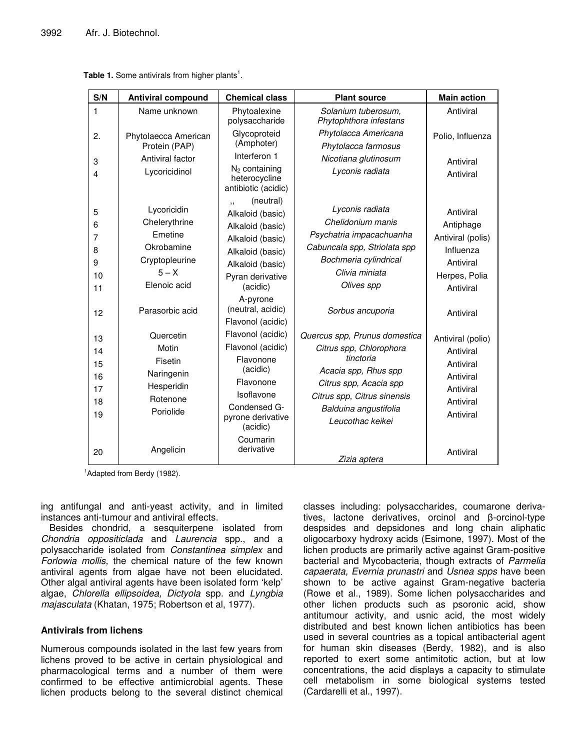**Table 1.** Some antivirals from higher plants[1].

| S/N | Antiviral compound | Chemical class | Plant source | Main action |
|---|---|---|---|---|
| 1 | Name unknown | Phytoalexine polysaccharide | *Solanium tuberosum, Phytophthora infestans* | Antiviral |
| 2. | Phytolaecca American Protein (PAP) | Glycoproteid (Amphoter) | *Phytolacca Americana* *Phytolacca farmosus* | Polio, Influenza |
| 3 | Antiviral factor | Interferon 1 | *Nicotiana glutinosum* | Antiviral |
| 4 | Lycoricidinol | $N_2$ containing heterocycline antibiotic (acidic) | *Lyconis radiata* | Antiviral |
| | | ,, (neutral) | | |
| 5 | Lycoricidin | Alkaloid (basic) | *Lyconis radiata* | Antiviral |
| 6 | Chelerythrine | Alkaloid (basic) | *Chelidonium manis* | Antiphage |
| 7 | Emetine | Alkaloid (basic) | *Psychatria impacachuanha* | Antiviral (polis) |
| 8 | Okrobamine | Alkaloid (basic) | *Cabuncala spp, Striolata spp* | Influenza |
| 9 | Cryptopleurine | Alkaloid (basic) | *Bochmeria cylindrical* | Antiviral |
| 10 | 5 – X | Pyran derivative | *Clivia miniata* | Herpes, Polia |
| 11 | Elenoic acid | (acidic) | *Olives spp* | Antiviral |
| | | A-pyrone (neutral, acidic) | | |
| 12 | Parasorbic acid | Flavonol (acidic) | *Sorbus ancuporia* | Antiviral |
| 13 | Quercetin | Flavonol (acidic) | *Quercus spp, Prunus domestica* | Antiviral (polio) |
| 14 | Motin | Flavonol (acidic) | *Citrus spp, Chlorophora tinctoria* | Antiviral |
| 15 | Fisetin | Flavonone (acidic) | | Antiviral |
| 16 | Naringenin | | *Acacia spp, Rhus spp* | Antiviral |
| 17 | Hesperidin | Flavonone | *Citrus spp, Acacia spp* | Antiviral |
| 18 | Rotenone | Isoflavone | *Citrus spp, Citrus sinensis* | Antiviral |
| 19 | Poriolide | Condensed G-pyrone derivative (acidic) | *Balduina angustifolia* *Leucothac keikei* | Antiviral |
| 20 | Angelicin | Coumarin derivative | *Zizia aptera* | Antiviral |

[1]Adapted from Berdy (1982).

ing antifungal and anti-yeast activity, and in limited instances anti-tumour and antiviral effects.

Besides chondrid, a sesquiterpene isolated from *Chondria oppositiclada* and *Laurencia* spp., and a polysaccharide isolated from *Constantinea simplex* and *Forlowia mollis,* the chemical nature of the few known antiviral agents from algae have not been elucidated. Other algal antiviral agents have been isolated form 'kelp' algae, *Chlorella ellipsoidea, Dictyola* spp. and *Lyngbia majasculata* (Khatan, 1975; Robertson et al, 1977).

## Antivirals from lichens

Numerous compounds isolated in the last few years from lichens proved to be active in certain physiological and pharmacological terms and a number of them were confirmed to be effective antimicrobial agents. These lichen products belong to the several distinct chemical classes including: polysaccharides, coumarone derivatives, lactone derivatives, orcinol and β-orcinol-type despsides and depsidones and long chain aliphatic oligocarboxy hydroxy acids (Esimone, 1997). Most of the lichen products are primarily active against Gram-positive bacterial and Mycobacteria, though extracts of *Parmelia capaerata, Evernia prunastri* and *Usnea spps* have been shown to be active against Gram-negative bacteria (Rowe et al., 1989). Some lichen polysaccharides and other lichen products such as psoronic acid, show antitumour activity, and usnic acid, the most widely distributed and best known lichen antibiotics has been used in several countries as a topical antibacterial agent for human skin diseases (Berdy, 1982), and is also reported to exert some antimitotic action, but at low concentrations, the acid displays a capacity to stimulate cell metabolism in some biological systems tested (Cardarelli et al., 1997).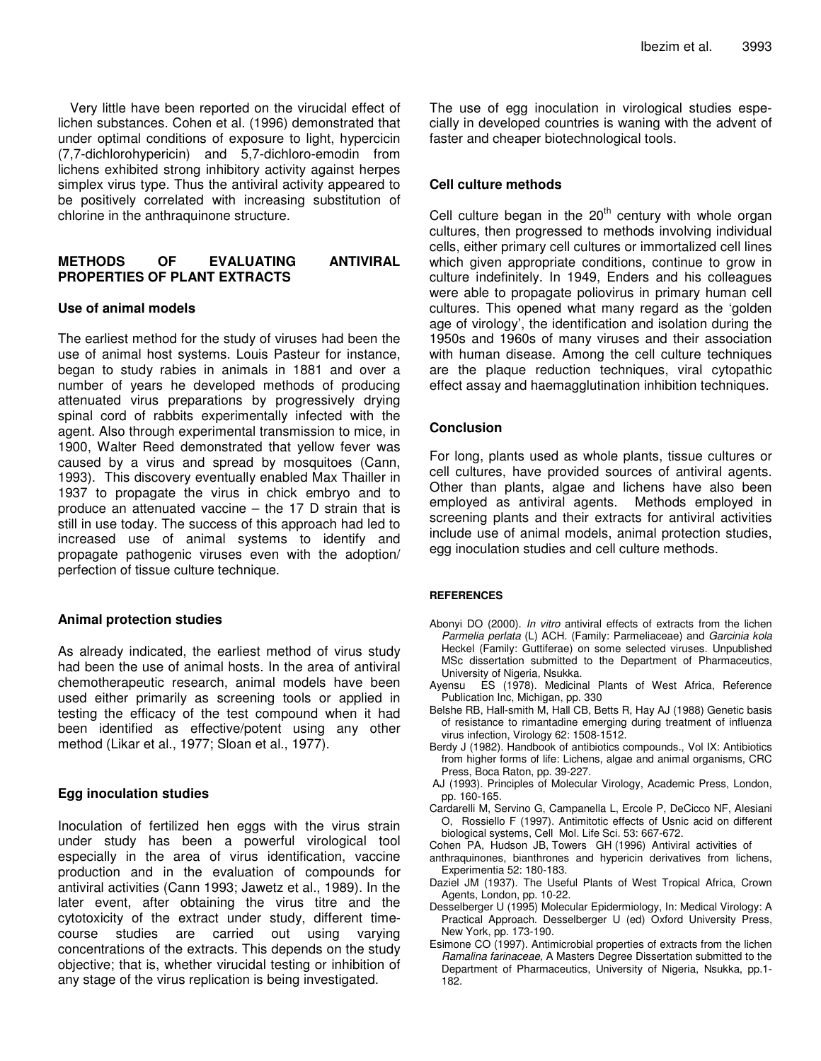Very little have been reported on the virucidal effect of lichen substances. Cohen et al. (1996) demonstrated that under optimal conditions of exposure to light, hypercicin (7,7-dichlorohypericin) and 5,7-dichloro-emodin from lichens exhibited strong inhibitory activity against herpes simplex virus type. Thus the antiviral activity appeared to be positively correlated with increasing substitution of chlorine in the anthraquinone structure.

## METHODS OF EVALUATING ANTIVIRAL PROPERTIES OF PLANT EXTRACTS

### Use of animal models

The earliest method for the study of viruses had been the use of animal host systems. Louis Pasteur for instance, began to study rabies in animals in 1881 and over a number of years he developed methods of producing attenuated virus preparations by progressively drying spinal cord of rabbits experimentally infected with the agent. Also through experimental transmission to mice, in 1900, Walter Reed demonstrated that yellow fever was caused by a virus and spread by mosquitoes (Cann, 1993). This discovery eventually enabled Max Thailler in 1937 to propagate the virus in chick embryo and to produce an attenuated vaccine – the 17 D strain that is still in use today. The success of this approach had led to increased use of animal systems to identify and propagate pathogenic viruses even with the adoption/ perfection of tissue culture technique.

### Animal protection studies

As already indicated, the earliest method of virus study had been the use of animal hosts. In the area of antiviral chemotherapeutic research, animal models have been used either primarily as screening tools or applied in testing the efficacy of the test compound when it had been identified as effective/potent using any other method (Likar et al., 1977; Sloan et al., 1977).

### Egg inoculation studies

Inoculation of fertilized hen eggs with the virus strain under study has been a powerful virological tool especially in the area of virus identification, vaccine production and in the evaluation of compounds for antiviral activities (Cann 1993; Jawetz et al., 1989). In the later event, after obtaining the virus titre and the cytotoxicity of the extract under study, different time-course studies are carried out using varying concentrations of the extracts. This depends on the study objective; that is, whether virucidal testing or inhibition of any stage of the virus replication is being investigated. The use of egg inoculation in virological studies especially in developed countries is waning with the advent of faster and cheaper biotechnological tools.

### Cell culture methods

Cell culture began in the 20th century with whole organ cultures, then progressed to methods involving individual cells, either primary cell cultures or immortalized cell lines which given appropriate conditions, continue to grow in culture indefinitely. In 1949, Enders and his colleagues were able to propagate poliovirus in primary human cell cultures. This opened what many regard as the 'golden age of virology', the identification and isolation during the 1950s and 1960s of many viruses and their association with human disease. Among the cell culture techniques are the plaque reduction techniques, viral cytopathic effect assay and haemagglutination inhibition techniques.

### Conclusion

For long, plants used as whole plants, tissue cultures or cell cultures, have provided sources of antiviral agents. Other than plants, algae and lichens have also been employed as antiviral agents. Methods employed in screening plants and their extracts for antiviral activities include use of animal models, animal protection studies, egg inoculation studies and cell culture methods.

## REFERENCES

Abonyi DO (2000). *In vitro* antiviral effects of extracts from the lichen *Parmelia perlata* (L) ACH. (Family: Parmeliaceae) and *Garcinia kola* Heckel (Family: Guttiferae) on some selected viruses. Unpublished MSc dissertation submitted to the Department of Pharmaceutics, University of Nigeria, Nsukka.

Ayensu ES (1978). Medicinal Plants of West Africa, Reference Publication Inc, Michigan, pp. 330

Belshe RB, Hall-smith M, Hall CB, Betts R, Hay AJ (1988) Genetic basis of resistance to rimantadine emerging during treatment of influenza virus infection, Virology 62: 1508-1512.

Berdy J (1982). Handbook of antibiotics compounds., Vol IX: Antibiotics from higher forms of life: Lichens, algae and animal organisms, CRC Press, Boca Raton, pp. 39-227.

AJ (1993). Principles of Molecular Virology, Academic Press, London, pp. 160-165.

Cardarelli M, Servino G, Campanella L, Ercole P, DeCicco NF, Alesiani O, Rossiello F (1997). Antimitotic effects of Usnic acid on different biological systems, Cell Mol. Life Sci. 53: 667-672.

Cohen PA, Hudson JB, Towers GH (1996) Antiviral activities of anthraquinones, bianthrones and hypericin derivatives from lichens, Experimentia 52: 180-183.

Daziel JM (1937). The Useful Plants of West Tropical Africa, Crown Agents, London, pp. 10-22.

Desselberger U (1995) Molecular Epidermiology, In: Medical Virology: A Practical Approach. Desselberger U (ed) Oxford University Press, New York, pp. 173-190.

Esimone CO (1997). Antimicrobial properties of extracts from the lichen *Ramalina farinaceae,* A Masters Degree Dissertation submitted to the Department of Pharmaceutics, University of Nigeria, Nsukka, pp.1-182.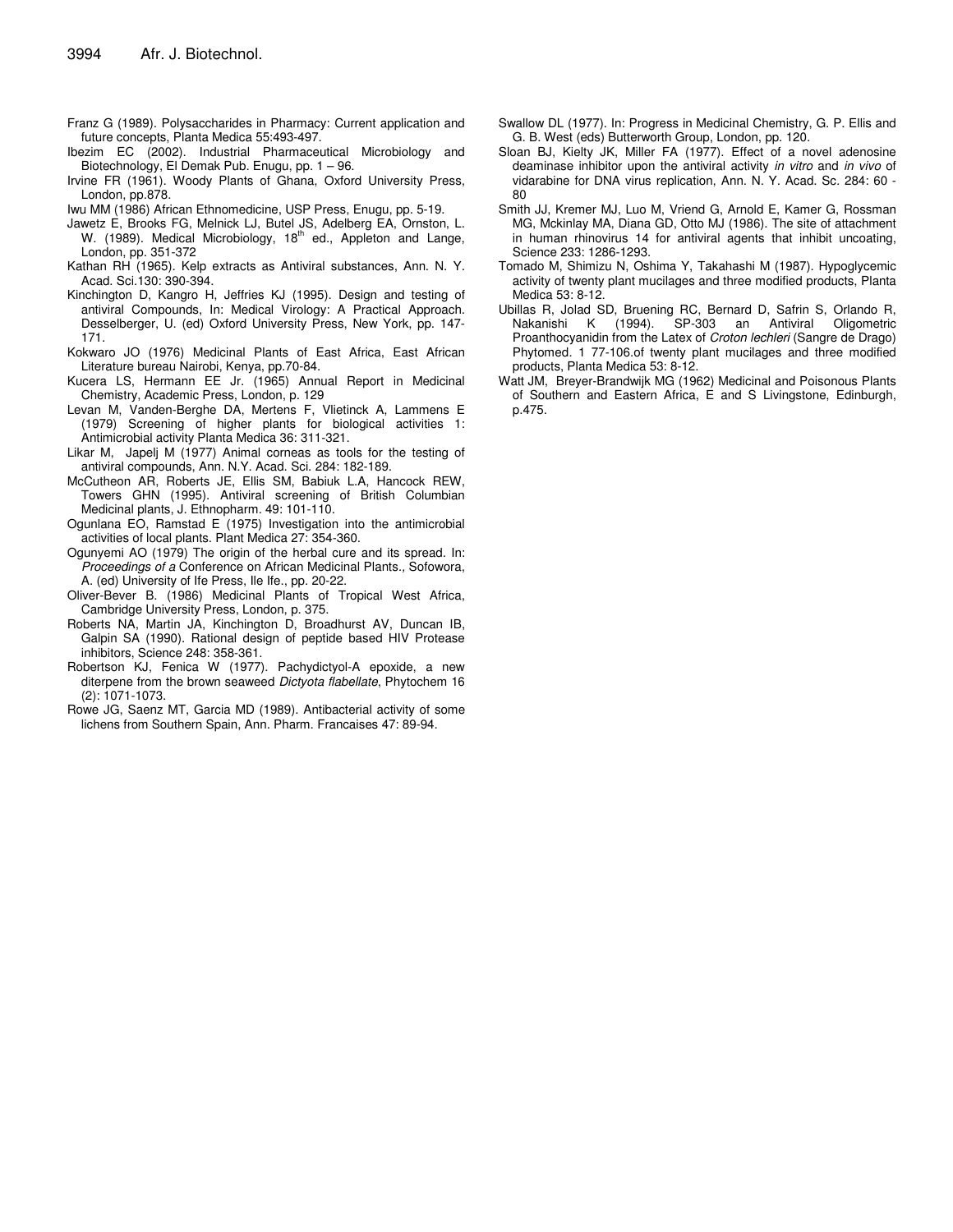Franz G (1989). Polysaccharides in Pharmacy: Current application and future concepts, Planta Medica 55:493-497.

Ibezim EC (2002). Industrial Pharmaceutical Microbiology and Biotechnology, El Demak Pub. Enugu, pp. 1 – 96.

Irvine FR (1961). Woody Plants of Ghana, Oxford University Press, London, pp.878.

Iwu MM (1986) African Ethnomedicine, USP Press, Enugu, pp. 5-19.

Jawetz E, Brooks FG, Melnick LJ, Butel JS, Adelberg EA, Ornston, L. W. (1989). Medical Microbiology, 18th ed., Appleton and Lange, London, pp. 351-372

Kathan RH (1965). Kelp extracts as Antiviral substances, Ann. N. Y. Acad. Sci.130: 390-394.

Kinchington D, Kangro H, Jeffries KJ (1995). Design and testing of antiviral Compounds, In: Medical Virology: A Practical Approach. Desselberger, U. (ed) Oxford University Press, New York, pp. 147-171.

Kokwaro JO (1976) Medicinal Plants of East Africa, East African Literature bureau Nairobi, Kenya, pp.70-84.

Kucera LS, Hermann EE Jr. (1965) Annual Report in Medicinal Chemistry, Academic Press, London, p. 129

Levan M, Vanden-Berghe DA, Mertens F, Vlietinck A, Lammens E (1979) Screening of higher plants for biological activities 1: Antimicrobial activity Planta Medica 36: 311-321.

Likar M, Japelj M (1977) Animal corneas as tools for the testing of antiviral compounds, Ann. N.Y. Acad. Sci. 284: 182-189.

McCutheon AR, Roberts JE, Ellis SM, Babiuk L.A, Hancock REW, Towers GHN (1995). Antiviral screening of British Columbian Medicinal plants, J. Ethnopharm. 49: 101-110.

Ogunlana EO, Ramstad E (1975) Investigation into the antimicrobial activities of local plants. Plant Medica 27: 354-360.

Ogunyemi AO (1979) The origin of the herbal cure and its spread. In: *Proceedings of a* Conference on African Medicinal Plants., Sofowora, A. (ed) University of Ife Press, Ile Ife., pp. 20-22.

Oliver-Bever B. (1986) Medicinal Plants of Tropical West Africa, Cambridge University Press, London, p. 375.

Roberts NA, Martin JA, Kinchington D, Broadhurst AV, Duncan IB, Galpin SA (1990). Rational design of peptide based HIV Protease inhibitors, Science 248: 358-361.

Robertson KJ, Fenica W (1977). Pachydictyol-A epoxide, a new diterpene from the brown seaweed *Dictyota flabellate*, Phytochem 16 (2): 1071-1073.

Rowe JG, Saenz MT, Garcia MD (1989). Antibacterial activity of some lichens from Southern Spain, Ann. Pharm. Francaises 47: 89-94.

Swallow DL (1977). In: Progress in Medicinal Chemistry, G. P. Ellis and G. B. West (eds) Butterworth Group, London, pp. 120.

Sloan BJ, Kielty JK, Miller FA (1977). Effect of a novel adenosine deaminase inhibitor upon the antiviral activity *in vitro* and *in vivo* of vidarabine for DNA virus replication, Ann. N. Y. Acad. Sc. 284: 60 - 80

Smith JJ, Kremer MJ, Luo M, Vriend G, Arnold E, Kamer G, Rossman MG, Mckinlay MA, Diana GD, Otto MJ (1986). The site of attachment in human rhinovirus 14 for antiviral agents that inhibit uncoating, Science 233: 1286-1293.

Tomado M, Shimizu N, Oshima Y, Takahashi M (1987). Hypoglycemic activity of twenty plant mucilages and three modified products, Planta Medica 53: 8-12.

Ubillas R, Jolad SD, Bruening RC, Bernard D, Safrin S, Orlando R, Nakanishi K (1994). SP-303 an Antiviral Oligometric Proanthocyanidin from the Latex of *Croton lechleri* (Sangre de Drago) Phytomed. 1 77-106.of twenty plant mucilages and three modified products, Planta Medica 53: 8-12.

Watt JM, Breyer-Brandwijk MG (1962) Medicinal and Poisonous Plants of Southern and Eastern Africa, E and S Livingstone, Edinburgh, p.475.